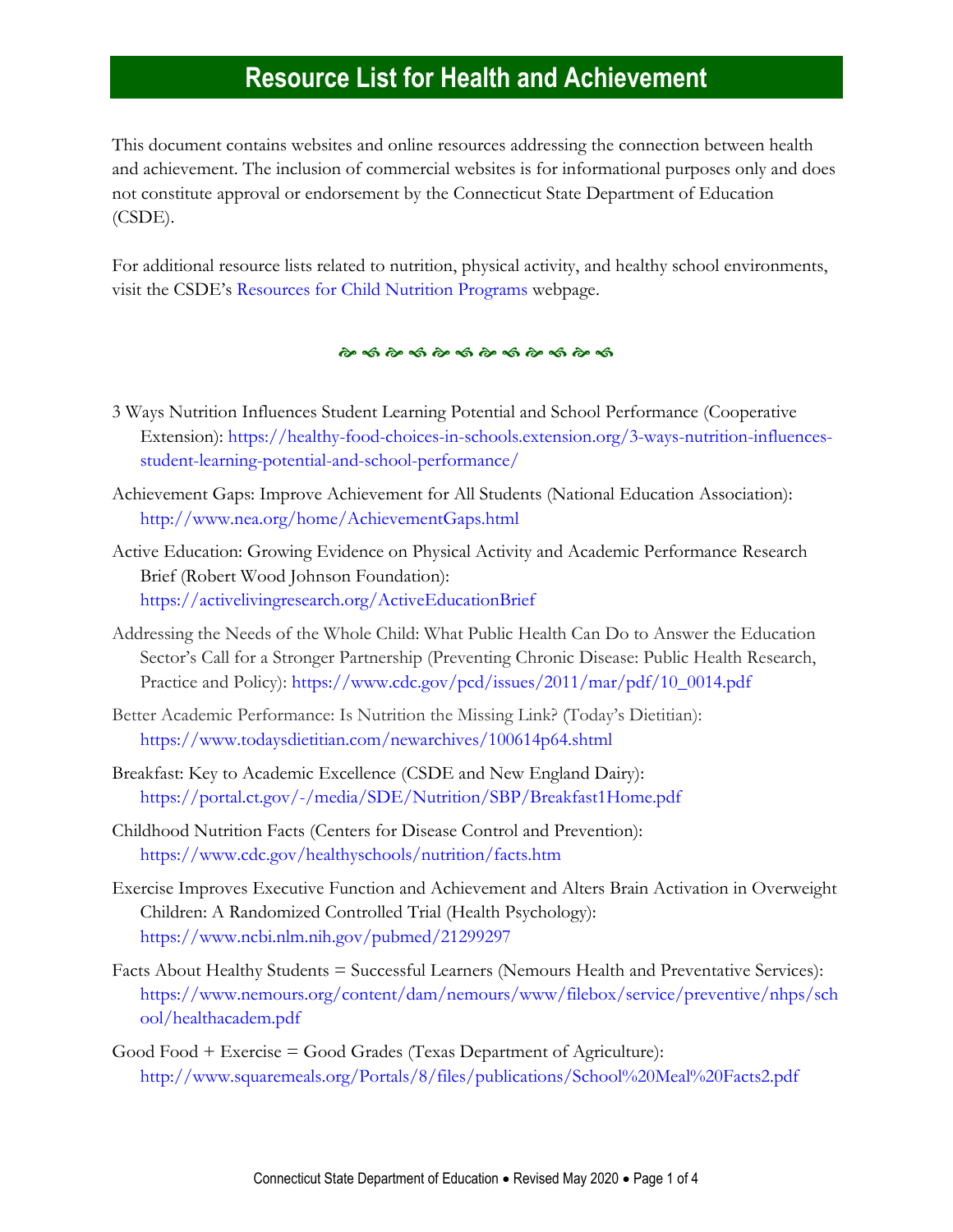# Resource List for Health and Achievement

This document contains websites and online resources addressing the connection between health and achievement. The inclusion of commercial websites is for informational purposes only and does not constitute approval or endorsement by the Connecticut State Department of Education (CSDE).

For additional resource lists related to nutrition, physical activity, and healthy school environments, visit the CSDE's Resources for Child Nutrition Programs webpage.

3 Ways Nutrition Influences Student Learning Potential and School Performance (Cooperative Extension): https://healthy-food-choices-in-schools.extension.org/3-ways-nutrition-influences-student-learning-potential-and-school-performance/

Achievement Gaps: Improve Achievement for All Students (National Education Association): http://www.nea.org/home/AchievementGaps.html

Active Education: Growing Evidence on Physical Activity and Academic Performance Research Brief (Robert Wood Johnson Foundation): https://activelivingresearch.org/ActiveEducationBrief

Addressing the Needs of the Whole Child: What Public Health Can Do to Answer the Education Sector's Call for a Stronger Partnership (Preventing Chronic Disease: Public Health Research, Practice and Policy): https://www.cdc.gov/pcd/issues/2011/mar/pdf/10_0014.pdf

Better Academic Performance: Is Nutrition the Missing Link? (Today's Dietitian): https://www.todaysdietitian.com/newarchives/100614p64.shtml

Breakfast: Key to Academic Excellence (CSDE and New England Dairy): https://portal.ct.gov/-/media/SDE/Nutrition/SBP/Breakfast1Home.pdf

Childhood Nutrition Facts (Centers for Disease Control and Prevention): https://www.cdc.gov/healthyschools/nutrition/facts.htm

Exercise Improves Executive Function and Achievement and Alters Brain Activation in Overweight Children: A Randomized Controlled Trial (Health Psychology): https://www.ncbi.nlm.nih.gov/pubmed/21299297

Facts About Healthy Students = Successful Learners (Nemours Health and Preventative Services): https://www.nemours.org/content/dam/nemours/www/filebox/service/preventive/nhps/school/healthacadem.pdf

Good Food + Exercise = Good Grades (Texas Department of Agriculture): http://www.squaremeals.org/Portals/8/files/publications/School%20Meal%20Facts2.pdf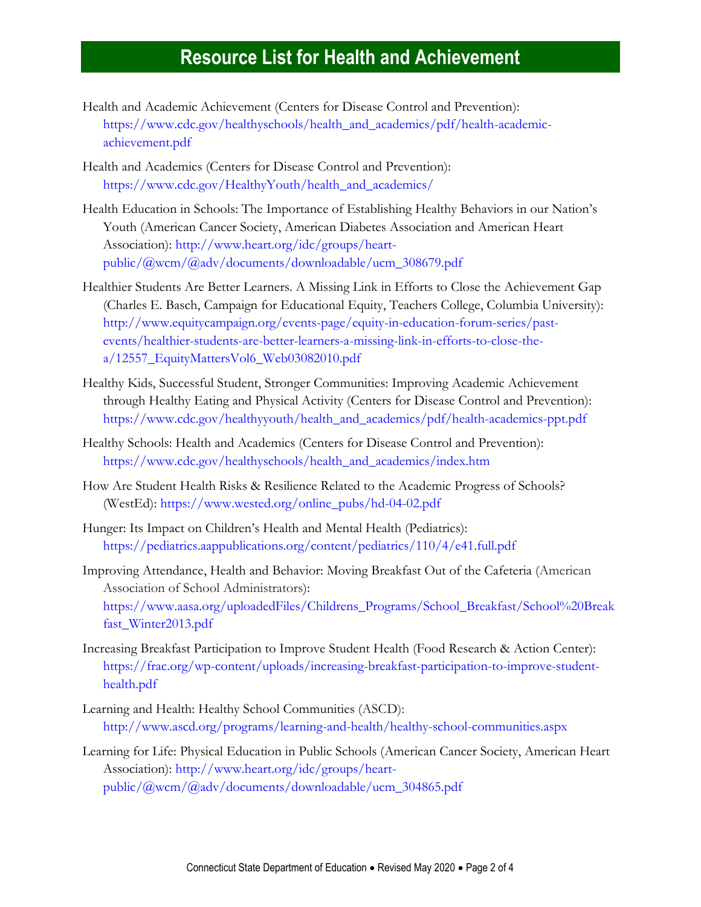# Resource List for Health and Achievement

Health and Academic Achievement (Centers for Disease Control and Prevention): https://www.cdc.gov/healthyschools/health_and_academics/pdf/health-academic-achievement.pdf

Health and Academics (Centers for Disease Control and Prevention): https://www.cdc.gov/HealthyYouth/health_and_academics/

Health Education in Schools: The Importance of Establishing Healthy Behaviors in our Nation's Youth (American Cancer Society, American Diabetes Association and American Heart Association): http://www.heart.org/idc/groups/heart-public/@wcm/@adv/documents/downloadable/ucm_308679.pdf

Healthier Students Are Better Learners. A Missing Link in Efforts to Close the Achievement Gap (Charles E. Basch, Campaign for Educational Equity, Teachers College, Columbia University): http://www.equitycampaign.org/events-page/equity-in-education-forum-series/past-events/healthier-students-are-better-learners-a-missing-link-in-efforts-to-close-the-a/12557_EquityMattersVol6_Web03082010.pdf

Healthy Kids, Successful Student, Stronger Communities: Improving Academic Achievement through Healthy Eating and Physical Activity (Centers for Disease Control and Prevention): https://www.cdc.gov/healthyyouth/health_and_academics/pdf/health-academics-ppt.pdf

Healthy Schools: Health and Academics (Centers for Disease Control and Prevention): https://www.cdc.gov/healthyschools/health_and_academics/index.htm

How Are Student Health Risks & Resilience Related to the Academic Progress of Schools? (WestEd): https://www.wested.org/online_pubs/hd-04-02.pdf

Hunger: Its Impact on Children's Health and Mental Health (Pediatrics): https://pediatrics.aappublications.org/content/pediatrics/110/4/e41.full.pdf

Improving Attendance, Health and Behavior: Moving Breakfast Out of the Cafeteria (American Association of School Administrators): https://www.aasa.org/uploadedFiles/Childrens_Programs/School_Breakfast/School%20Breakfast_Winter2013.pdf

Increasing Breakfast Participation to Improve Student Health (Food Research & Action Center): https://frac.org/wp-content/uploads/increasing-breakfast-participation-to-improve-student-health.pdf

Learning and Health: Healthy School Communities (ASCD): http://www.ascd.org/programs/learning-and-health/healthy-school-communities.aspx

Learning for Life: Physical Education in Public Schools (American Cancer Society, American Heart Association): http://www.heart.org/idc/groups/heart-public/@wcm/@adv/documents/downloadable/ucm_304865.pdf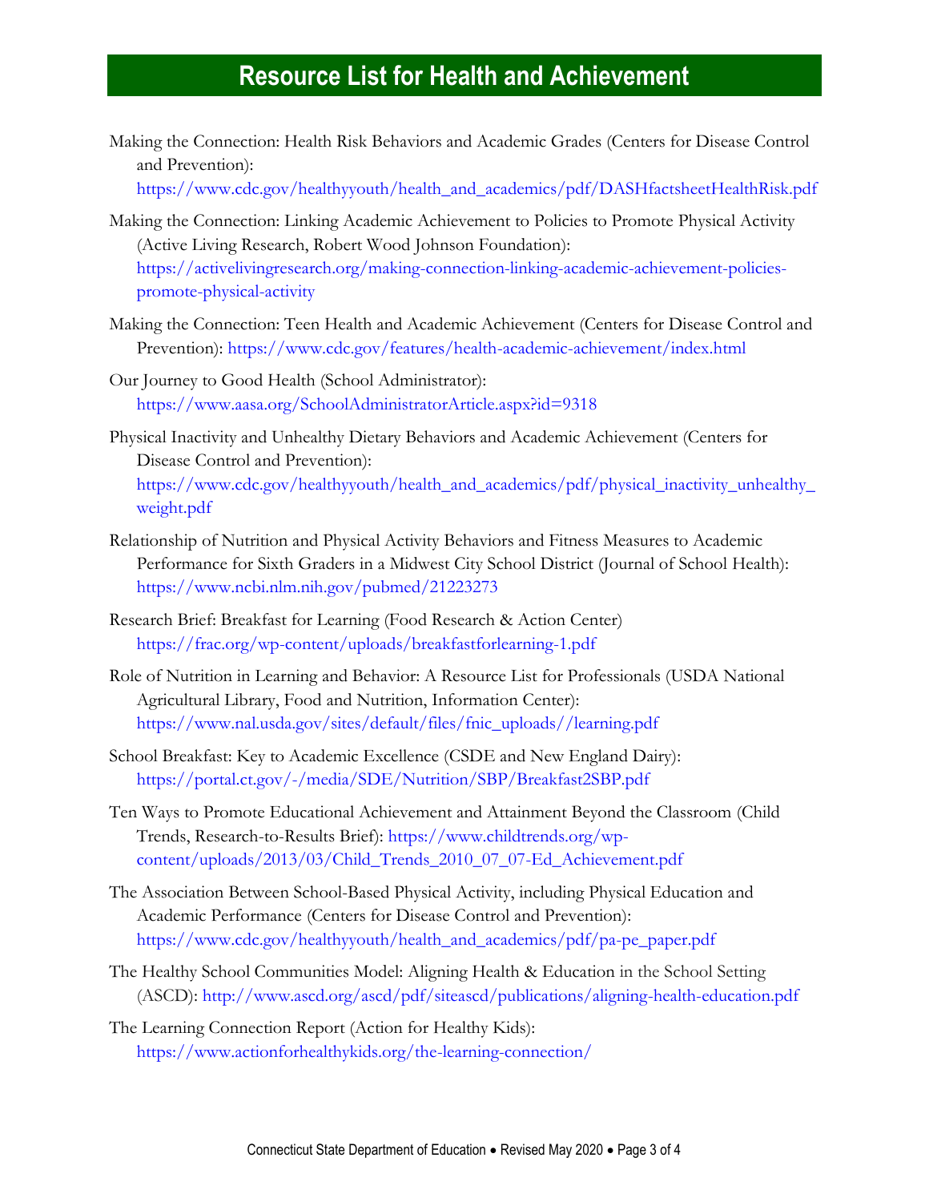# Resource List for Health and Achievement

Making the Connection: Health Risk Behaviors and Academic Grades (Centers for Disease Control and Prevention): https://www.cdc.gov/healthyyouth/health_and_academics/pdf/DASHfactsheetHealthRisk.pdf

Making the Connection: Linking Academic Achievement to Policies to Promote Physical Activity (Active Living Research, Robert Wood Johnson Foundation): https://activelivingresearch.org/making-connection-linking-academic-achievement-policies-promote-physical-activity

Making the Connection: Teen Health and Academic Achievement (Centers for Disease Control and Prevention): https://www.cdc.gov/features/health-academic-achievement/index.html

Our Journey to Good Health (School Administrator): https://www.aasa.org/SchoolAdministratorArticle.aspx?id=9318

Physical Inactivity and Unhealthy Dietary Behaviors and Academic Achievement (Centers for Disease Control and Prevention): https://www.cdc.gov/healthyyouth/health_and_academics/pdf/physical_inactivity_unhealthy_weight.pdf

Relationship of Nutrition and Physical Activity Behaviors and Fitness Measures to Academic Performance for Sixth Graders in a Midwest City School District (Journal of School Health): https://www.ncbi.nlm.nih.gov/pubmed/21223273

Research Brief: Breakfast for Learning (Food Research & Action Center) https://frac.org/wp-content/uploads/breakfastforlearning-1.pdf

Role of Nutrition in Learning and Behavior: A Resource List for Professionals (USDA National Agricultural Library, Food and Nutrition, Information Center): https://www.nal.usda.gov/sites/default/files/fnic_uploads//learning.pdf

School Breakfast: Key to Academic Excellence (CSDE and New England Dairy): https://portal.ct.gov/-/media/SDE/Nutrition/SBP/Breakfast2SBP.pdf

Ten Ways to Promote Educational Achievement and Attainment Beyond the Classroom (Child Trends, Research-to-Results Brief): https://www.childtrends.org/wp-content/uploads/2013/03/Child_Trends_2010_07_07-Ed_Achievement.pdf

The Association Between School-Based Physical Activity, including Physical Education and Academic Performance (Centers for Disease Control and Prevention): https://www.cdc.gov/healthyyouth/health_and_academics/pdf/pa-pe_paper.pdf

The Healthy School Communities Model: Aligning Health & Education in the School Setting (ASCD): http://www.ascd.org/ascd/pdf/siteascd/publications/aligning-health-education.pdf

The Learning Connection Report (Action for Healthy Kids): https://www.actionforhealthykids.org/the-learning-connection/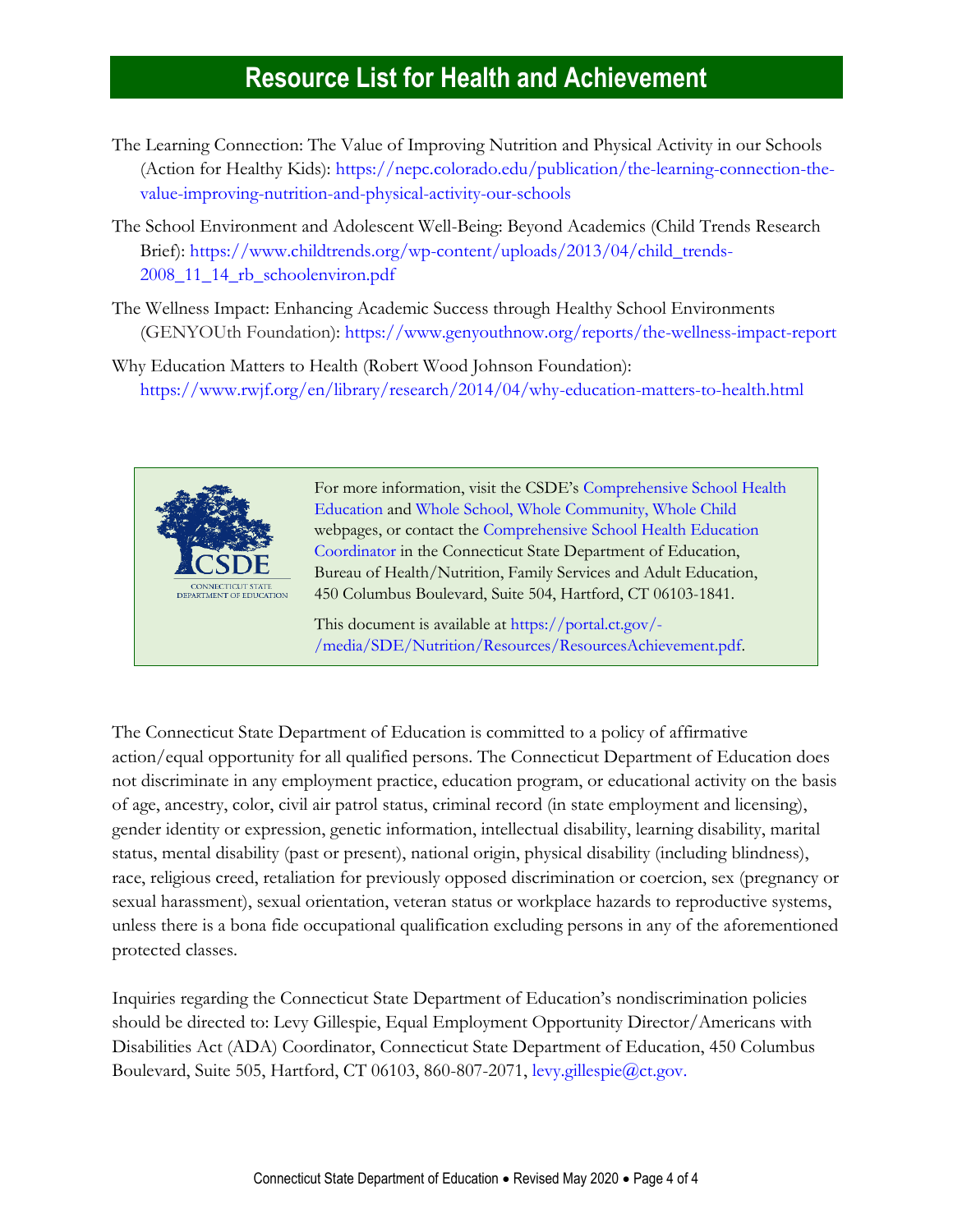## Resource List for Health and Achievement

The Learning Connection: The Value of Improving Nutrition and Physical Activity in our Schools (Action for Healthy Kids): https://nepc.colorado.edu/publication/the-learning-connection-the-value-improving-nutrition-and-physical-activity-our-schools

The School Environment and Adolescent Well-Being: Beyond Academics (Child Trends Research Brief): https://www.childtrends.org/wp-content/uploads/2013/04/child_trends-2008_11_14_rb_schoolenviron.pdf

The Wellness Impact: Enhancing Academic Success through Healthy School Environments (GENYOUth Foundation): https://www.genyouthnow.org/reports/the-wellness-impact-report

Why Education Matters to Health (Robert Wood Johnson Foundation): https://www.rwjf.org/en/library/research/2014/04/why-education-matters-to-health.html

CSDE
CONNECTICUT STATE DEPARTMENT OF EDUCATION

For more information, visit the CSDE's Comprehensive School Health Education and Whole School, Whole Community, Whole Child webpages, or contact the Comprehensive School Health Education Coordinator in the Connecticut State Department of Education, Bureau of Health/Nutrition, Family Services and Adult Education, 450 Columbus Boulevard, Suite 504, Hartford, CT 06103-1841.

This document is available at https://portal.ct.gov/-/media/SDE/Nutrition/Resources/ResourcesAchievement.pdf.

The Connecticut State Department of Education is committed to a policy of affirmative action/equal opportunity for all qualified persons. The Connecticut Department of Education does not discriminate in any employment practice, education program, or educational activity on the basis of age, ancestry, color, civil air patrol status, criminal record (in state employment and licensing), gender identity or expression, genetic information, intellectual disability, learning disability, marital status, mental disability (past or present), national origin, physical disability (including blindness), race, religious creed, retaliation for previously opposed discrimination or coercion, sex (pregnancy or sexual harassment), sexual orientation, veteran status or workplace hazards to reproductive systems, unless there is a bona fide occupational qualification excluding persons in any of the aforementioned protected classes.

Inquiries regarding the Connecticut State Department of Education's nondiscrimination policies should be directed to: Levy Gillespie, Equal Employment Opportunity Director/Americans with Disabilities Act (ADA) Coordinator, Connecticut State Department of Education, 450 Columbus Boulevard, Suite 505, Hartford, CT 06103, 860-807-2071, levy.gillespie@ct.gov.